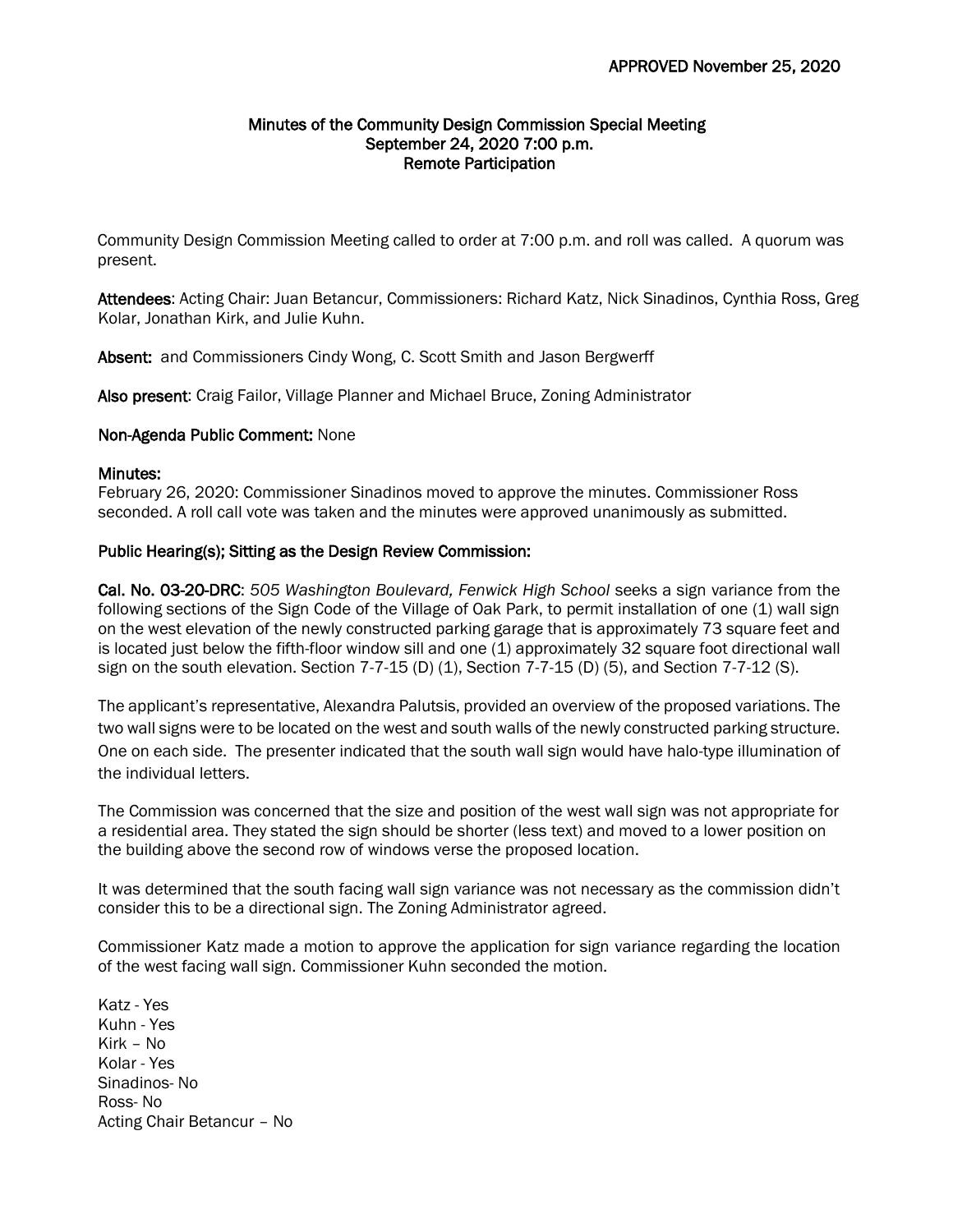APPROVED November 25, 2020

# Minutes of the Community Design Commission Special Meeting
## September 24, 2020 7:00 p.m.
## Remote Participation

Community Design Commission Meeting called to order at 7:00 p.m. and roll was called. A quorum was present.

**Attendees**: Acting Chair: Juan Betancur, Commissioners: Richard Katz, Nick Sinadinos, Cynthia Ross, Greg Kolar, Jonathan Kirk, and Julie Kuhn.

**Absent:** and Commissioners Cindy Wong, C. Scott Smith and Jason Bergwerff

**Also present**: Craig Failor, Village Planner and Michael Bruce, Zoning Administrator

**Non-Agenda Public Comment:** None

**Minutes:**
February 26, 2020: Commissioner Sinadinos moved to approve the minutes. Commissioner Ross seconded. A roll call vote was taken and the minutes were approved unanimously as submitted.

**Public Hearing(s); Sitting as the Design Review Commission:**

**Cal. No. 03-20-DRC**: *505 Washington Boulevard, Fenwick High School* seeks a sign variance from the following sections of the Sign Code of the Village of Oak Park, to permit installation of one (1) wall sign on the west elevation of the newly constructed parking garage that is approximately 73 square feet and is located just below the fifth-floor window sill and one (1) approximately 32 square foot directional wall sign on the south elevation. Section 7-7-15 (D) (1), Section 7-7-15 (D) (5), and Section 7-7-12 (S).

The applicant's representative, Alexandra Palutsis, provided an overview of the proposed variations. The two wall signs were to be located on the west and south walls of the newly constructed parking structure. One on each side. The presenter indicated that the south wall sign would have halo-type illumination of the individual letters.

The Commission was concerned that the size and position of the west wall sign was not appropriate for a residential area. They stated the sign should be shorter (less text) and moved to a lower position on the building above the second row of windows verse the proposed location.

It was determined that the south facing wall sign variance was not necessary as the commission didn't consider this to be a directional sign. The Zoning Administrator agreed.

Commissioner Katz made a motion to approve the application for sign variance regarding the location of the west facing wall sign. Commissioner Kuhn seconded the motion.

Katz - Yes
Kuhn - Yes
Kirk – No
Kolar - Yes
Sinadinos- No
Ross- No
Acting Chair Betancur – No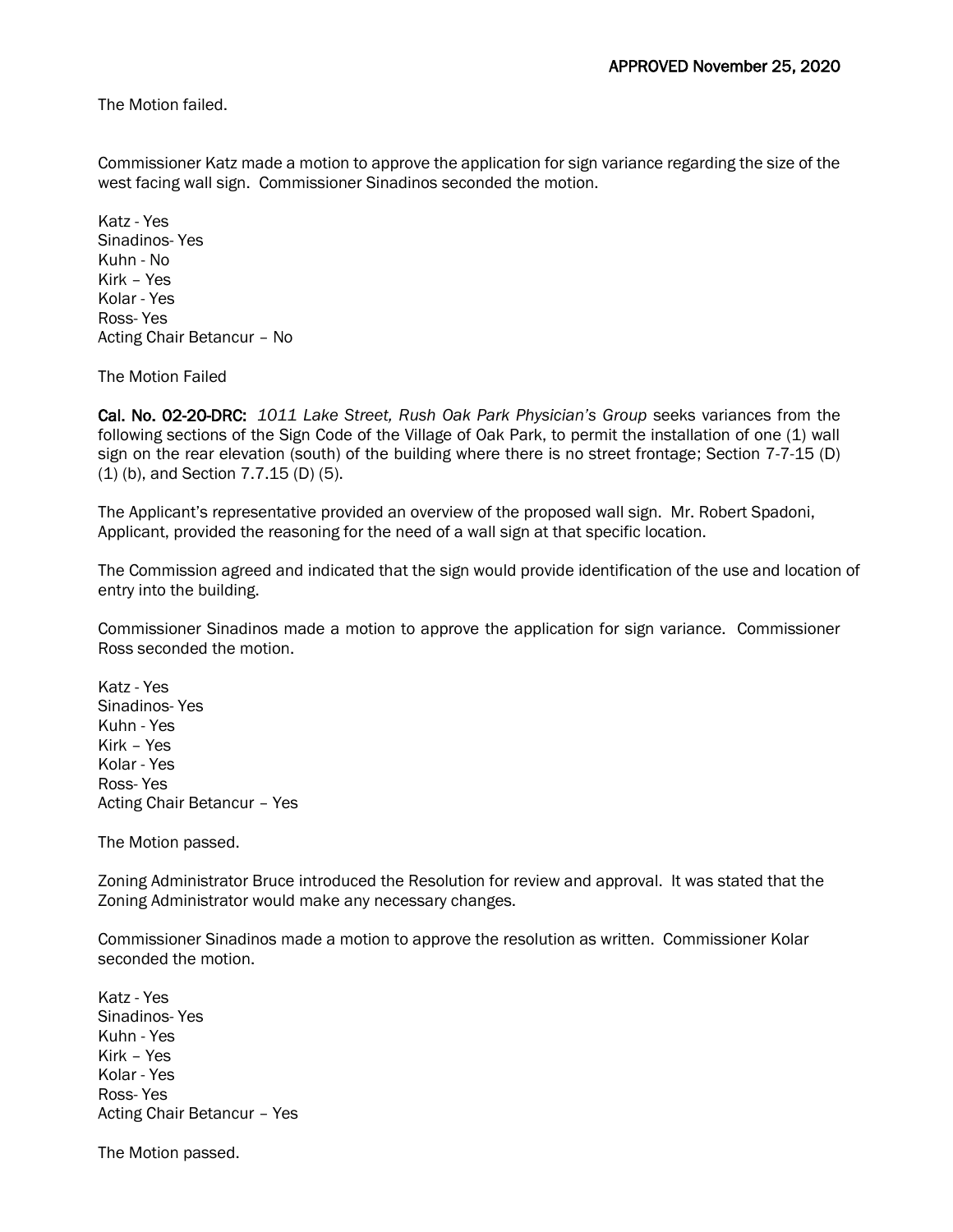APPROVED November 25, 2020

The Motion failed.

Commissioner Katz made a motion to approve the application for sign variance regarding the size of the west facing wall sign. Commissioner Sinadinos seconded the motion.

Katz - Yes
Sinadinos- Yes
Kuhn - No
Kirk – Yes
Kolar - Yes
Ross- Yes
Acting Chair Betancur – No

The Motion Failed

**Cal. No. 02-20-DRC:** *1011 Lake Street, Rush Oak Park Physician's Group* seeks variances from the following sections of the Sign Code of the Village of Oak Park, to permit the installation of one (1) wall sign on the rear elevation (south) of the building where there is no street frontage; Section 7-7-15 (D) (1) (b), and Section 7.7.15 (D) (5).

The Applicant's representative provided an overview of the proposed wall sign. Mr. Robert Spadoni, Applicant, provided the reasoning for the need of a wall sign at that specific location.

The Commission agreed and indicated that the sign would provide identification of the use and location of entry into the building.

Commissioner Sinadinos made a motion to approve the application for sign variance. Commissioner Ross seconded the motion.

Katz - Yes
Sinadinos- Yes
Kuhn - Yes
Kirk – Yes
Kolar - Yes
Ross- Yes
Acting Chair Betancur – Yes

The Motion passed.

Zoning Administrator Bruce introduced the Resolution for review and approval. It was stated that the Zoning Administrator would make any necessary changes.

Commissioner Sinadinos made a motion to approve the resolution as written. Commissioner Kolar seconded the motion.

Katz - Yes
Sinadinos- Yes
Kuhn - Yes
Kirk – Yes
Kolar - Yes
Ross- Yes
Acting Chair Betancur – Yes

The Motion passed.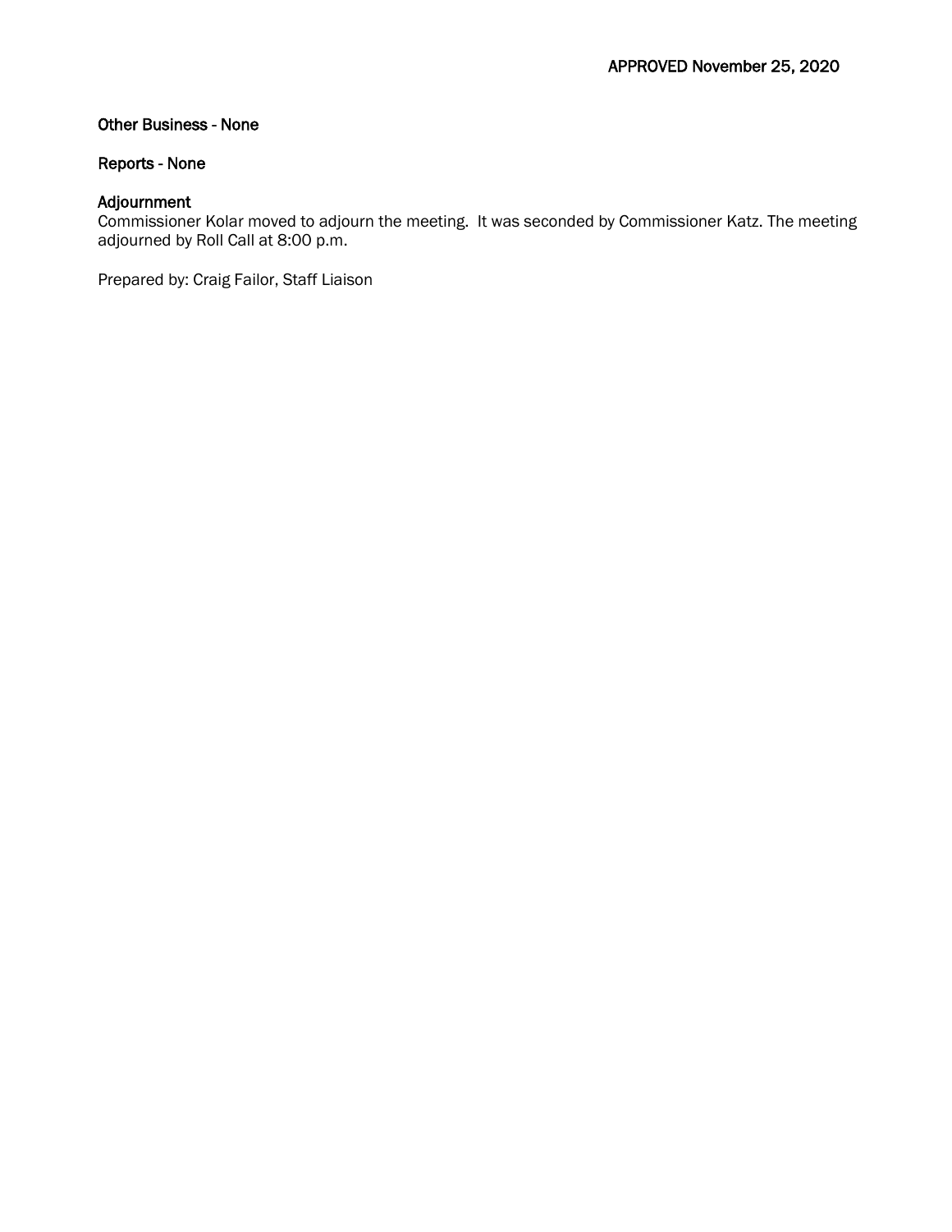APPROVED November 25, 2020

**Other Business - None**

**Reports - None**

**Adjournment**
Commissioner Kolar moved to adjourn the meeting. It was seconded by Commissioner Katz. The meeting adjourned by Roll Call at 8:00 p.m.

Prepared by: Craig Failor, Staff Liaison